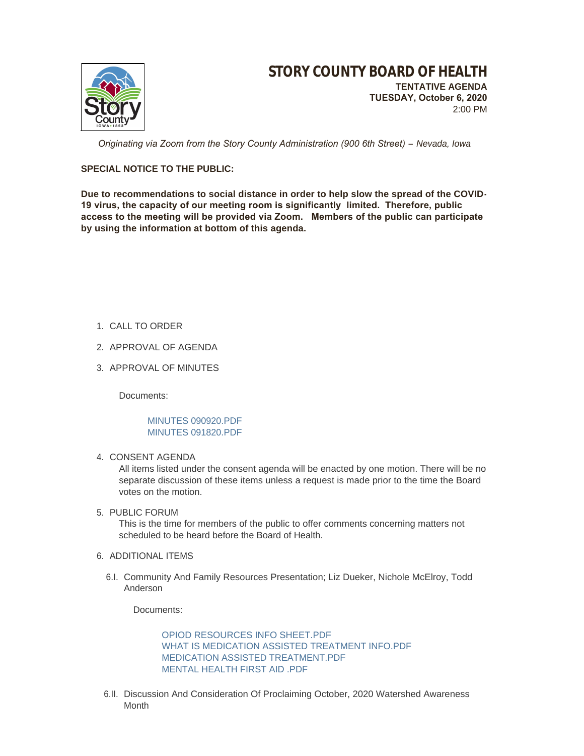# STORY COUNTY BOARD OF HEALTH

**TENTATIVE AGENDA**
**TUESDAY, October 6, 2020**
2:00 PM

*Originating via Zoom from the Story County Administration (900 6th Street) – Nevada, Iowa*

**SPECIAL NOTICE TO THE PUBLIC:**

**Due to recommendations to social distance in order to help slow the spread of the COVID-19 virus, the capacity of our meeting room is significantly limited. Therefore, public access to the meeting will be provided via Zoom. Members of the public can participate by using the information at bottom of this agenda.**

1. CALL TO ORDER
2. APPROVAL OF AGENDA
3. APPROVAL OF MINUTES

   Documents:

   MINUTES 090920.PDF
   MINUTES 091820.PDF

4. CONSENT AGENDA

   All items listed under the consent agenda will be enacted by one motion. There will be no separate discussion of these items unless a request is made prior to the time the Board votes on the motion.

5. PUBLIC FORUM

   This is the time for members of the public to offer comments concerning matters not scheduled to be heard before the Board of Health.

6. ADDITIONAL ITEMS

   6.I. Community And Family Resources Presentation; Liz Dueker, Nichole McElroy, Todd Anderson

   Documents:

   OPIOD RESOURCES INFO SHEET.PDF
   WHAT IS MEDICATION ASSISTED TREATMENT INFO.PDF
   MEDICATION ASSISTED TREATMENT.PDF
   MENTAL HEALTH FIRST AID .PDF

   6.II. Discussion And Consideration Of Proclaiming October, 2020 Watershed Awareness Month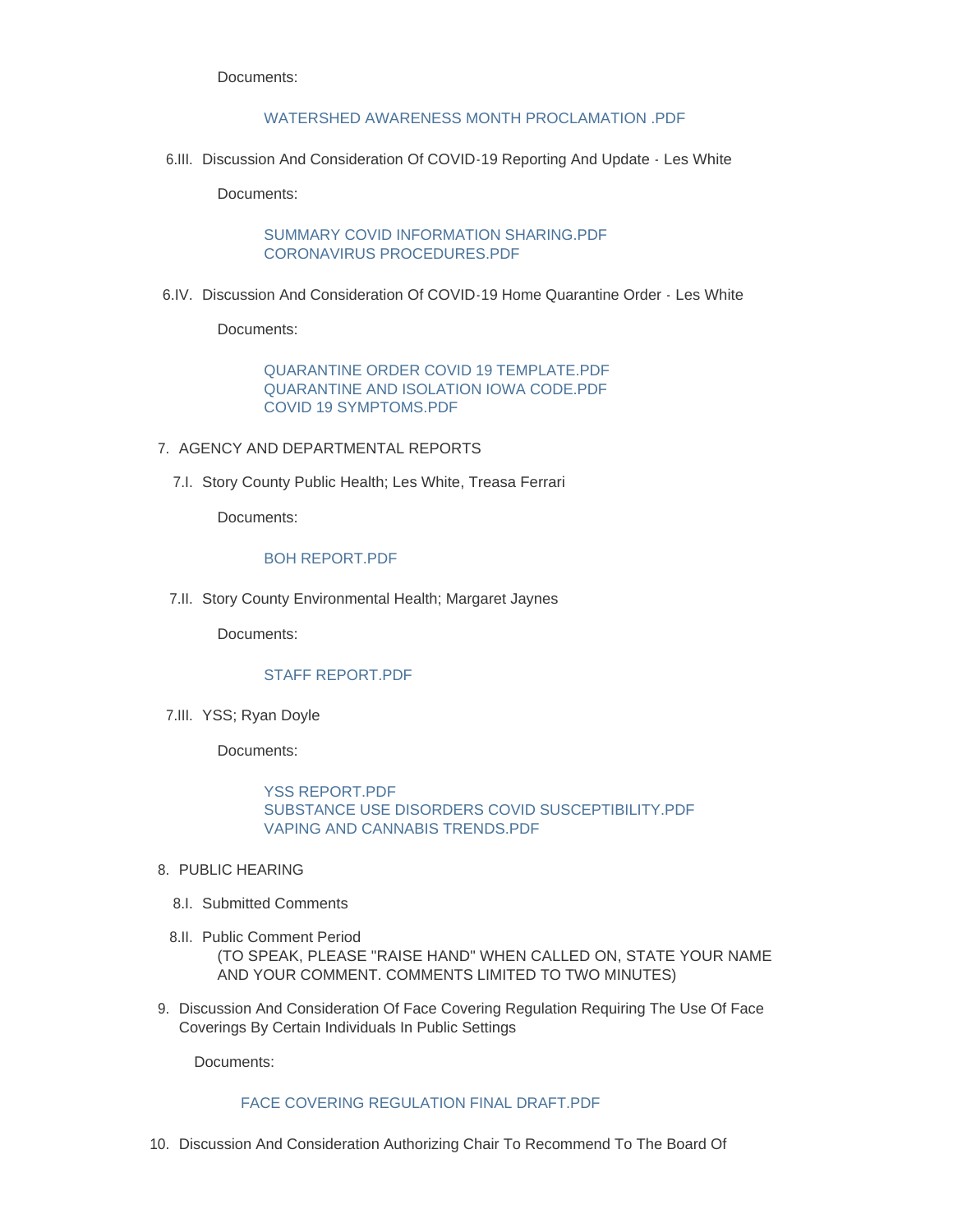Documents:

WATERSHED AWARENESS MONTH PROCLAMATION .PDF

6.III. Discussion And Consideration Of COVID-19 Reporting And Update - Les White

Documents:

SUMMARY COVID INFORMATION SHARING.PDF
CORONAVIRUS PROCEDURES.PDF

6.IV. Discussion And Consideration Of COVID-19 Home Quarantine Order - Les White

Documents:

QUARANTINE ORDER COVID 19 TEMPLATE.PDF
QUARANTINE AND ISOLATION IOWA CODE.PDF
COVID 19 SYMPTOMS.PDF

7. AGENCY AND DEPARTMENTAL REPORTS

7.I. Story County Public Health; Les White, Treasa Ferrari

Documents:

BOH REPORT.PDF

7.II. Story County Environmental Health; Margaret Jaynes

Documents:

STAFF REPORT.PDF

7.III. YSS; Ryan Doyle

Documents:

YSS REPORT.PDF
SUBSTANCE USE DISORDERS COVID SUSCEPTIBILITY.PDF
VAPING AND CANNABIS TRENDS.PDF

8. PUBLIC HEARING

8.I. Submitted Comments

8.II. Public Comment Period
(TO SPEAK, PLEASE "RAISE HAND" WHEN CALLED ON, STATE YOUR NAME AND YOUR COMMENT. COMMENTS LIMITED TO TWO MINUTES)

9. Discussion And Consideration Of Face Covering Regulation Requiring The Use Of Face Coverings By Certain Individuals In Public Settings

Documents:

FACE COVERING REGULATION FINAL DRAFT.PDF

10. Discussion And Consideration Authorizing Chair To Recommend To The Board Of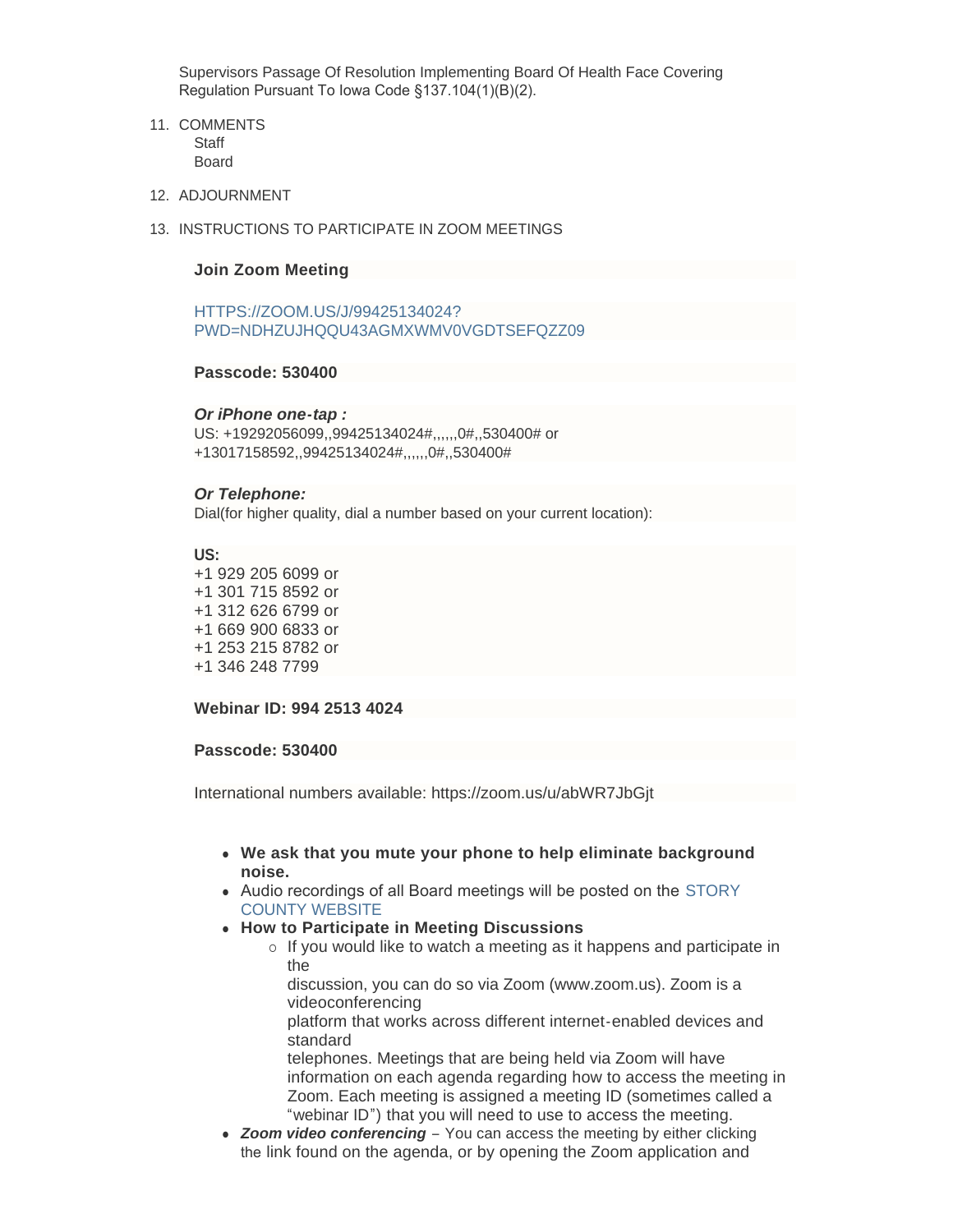Supervisors Passage Of Resolution Implementing Board Of Health Face Covering Regulation Pursuant To Iowa Code §137.104(1)(B)(2).

11. COMMENTS
    Staff
    Board

12. ADJOURNMENT

13. INSTRUCTIONS TO PARTICIPATE IN ZOOM MEETINGS

**Join Zoom Meeting**

HTTPS://ZOOM.US/J/99425134024?PWD=NDHZUJHQQU43AGMXWMV0VGDTSEFQZZ09

**Passcode: 530400**

***Or iPhone one-tap :***
US: +19292056099,,99425134024#,,,,,,0#,,530400# or +13017158592,,99425134024#,,,,,,0#,,530400#

***Or Telephone:***
Dial(for higher quality, dial a number based on your current location):

**US:**
+1 929 205 6099 or
+1 301 715 8592 or
+1 312 626 6799 or
+1 669 900 6833 or
+1 253 215 8782 or
+1 346 248 7799

**Webinar ID: 994 2513 4024**

**Passcode: 530400**

International numbers available: https://zoom.us/u/abWR7JbGjt

- **We ask that you mute your phone to help eliminate background noise.**
- Audio recordings of all Board meetings will be posted on the STORY COUNTY WEBSITE
- **How to Participate in Meeting Discussions**
  - If you would like to watch a meeting as it happens and participate in the discussion, you can do so via Zoom (www.zoom.us). Zoom is a videoconferencing platform that works across different internet-enabled devices and standard telephones. Meetings that are being held via Zoom will have information on each agenda regarding how to access the meeting in Zoom. Each meeting is assigned a meeting ID (sometimes called a "webinar ID") that you will need to use to access the meeting.
- ***Zoom video conferencing*** – You can access the meeting by either clicking the link found on the agenda, or by opening the Zoom application and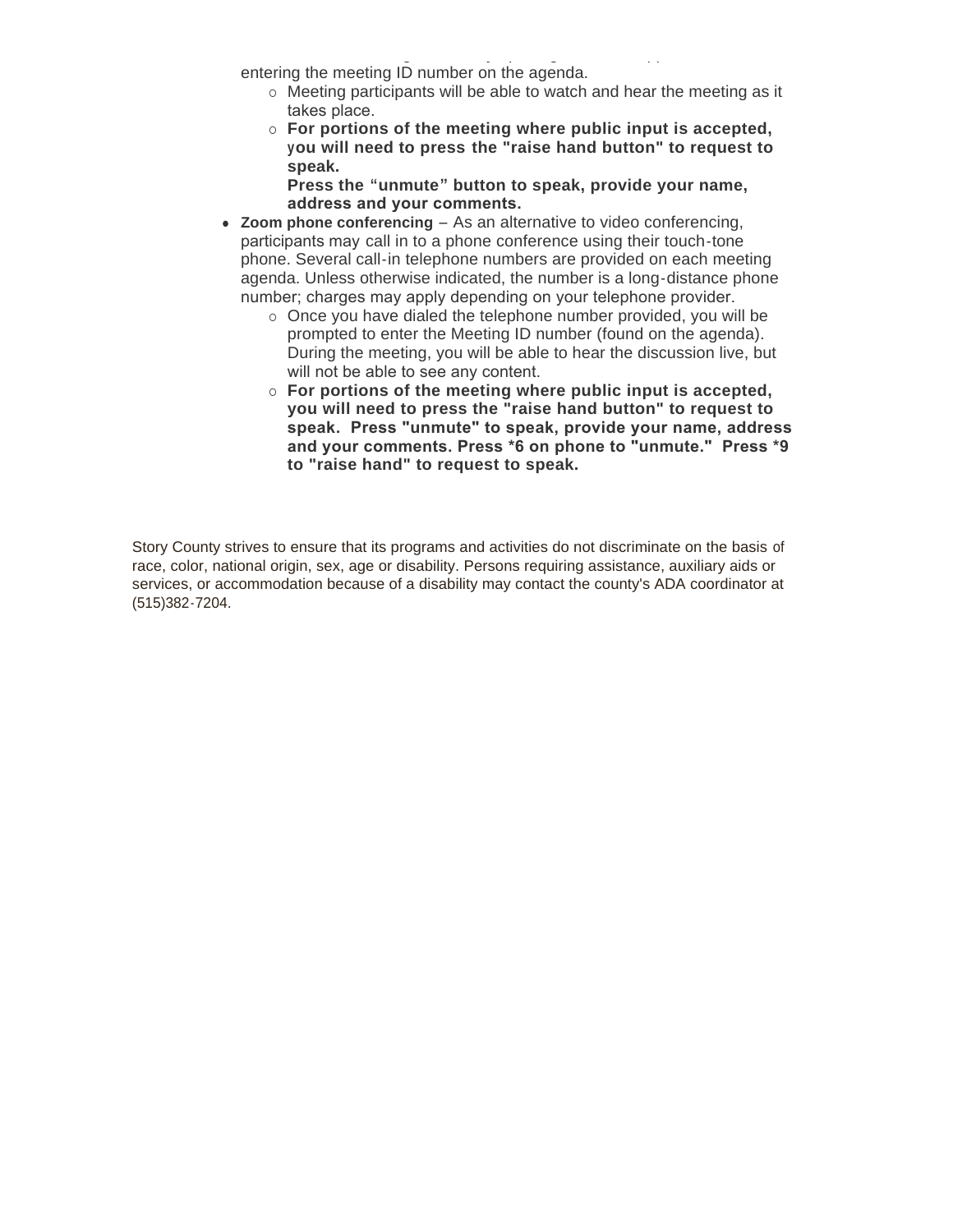entering the meeting ID number on the agenda.

  - Meeting participants will be able to watch and hear the meeting as it takes place.
  - **For portions of the meeting where public input is accepted, you will need to press the "raise hand button" to request to speak.**
    **Press the "unmute" button to speak, provide your name, address and your comments.**

- **Zoom phone conferencing** – As an alternative to video conferencing, participants may call in to a phone conference using their touch-tone phone. Several call-in telephone numbers are provided on each meeting agenda. Unless otherwise indicated, the number is a long-distance phone number; charges may apply depending on your telephone provider.
  - Once you have dialed the telephone number provided, you will be prompted to enter the Meeting ID number (found on the agenda). During the meeting, you will be able to hear the discussion live, but will not be able to see any content.
  - **For portions of the meeting where public input is accepted, you will need to press the "raise hand button" to request to speak. Press "unmute" to speak, provide your name, address and your comments. Press *6 on phone to "unmute." Press *9 to "raise hand" to request to speak.**

Story County strives to ensure that its programs and activities do not discriminate on the basis of race, color, national origin, sex, age or disability. Persons requiring assistance, auxiliary aids or services, or accommodation because of a disability may contact the county's ADA coordinator at (515)382-7204.